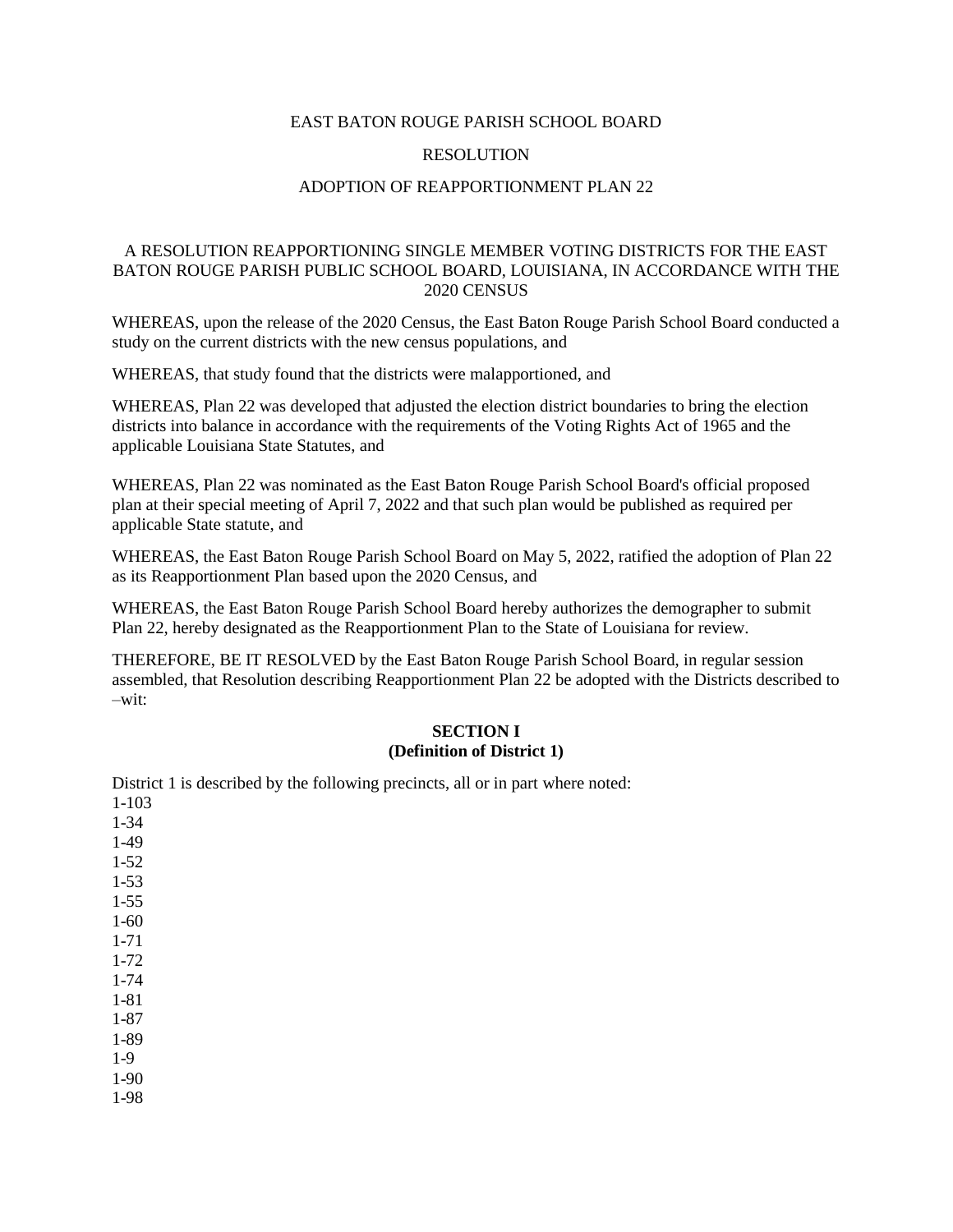EAST BATON ROUGE PARISH SCHOOL BOARD

RESOLUTION

ADOPTION OF REAPPORTIONMENT PLAN 22

A RESOLUTION REAPPORTIONING SINGLE MEMBER VOTING DISTRICTS FOR THE EAST BATON ROUGE PARISH PUBLIC SCHOOL BOARD, LOUISIANA, IN ACCORDANCE WITH THE 2020 CENSUS

WHEREAS, upon the release of the 2020 Census, the East Baton Rouge Parish School Board conducted a study on the current districts with the new census populations, and

WHEREAS, that study found that the districts were malapportioned, and

WHEREAS, Plan 22 was developed that adjusted the election district boundaries to bring the election districts into balance in accordance with the requirements of the Voting Rights Act of 1965 and the applicable Louisiana State Statutes, and

WHEREAS, Plan 22 was nominated as the East Baton Rouge Parish School Board's official proposed plan at their special meeting of April 7, 2022 and that such plan would be published as required per applicable State statute, and

WHEREAS, the East Baton Rouge Parish School Board on May 5, 2022, ratified the adoption of Plan 22 as its Reapportionment Plan based upon the 2020 Census, and

WHEREAS, the East Baton Rouge Parish School Board hereby authorizes the demographer to submit Plan 22, hereby designated as the Reapportionment Plan to the State of Louisiana for review.

THEREFORE, BE IT RESOLVED by the East Baton Rouge Parish School Board, in regular session assembled, that Resolution describing Reapportionment Plan 22 be adopted with the Districts described to –wit:

**SECTION I**
**(Definition of District 1)**

District 1 is described by the following precincts, all or in part where noted:

1-103
1-34
1-49
1-52
1-53
1-55
1-60
1-71
1-72
1-74
1-81
1-87
1-89
1-9
1-90
1-98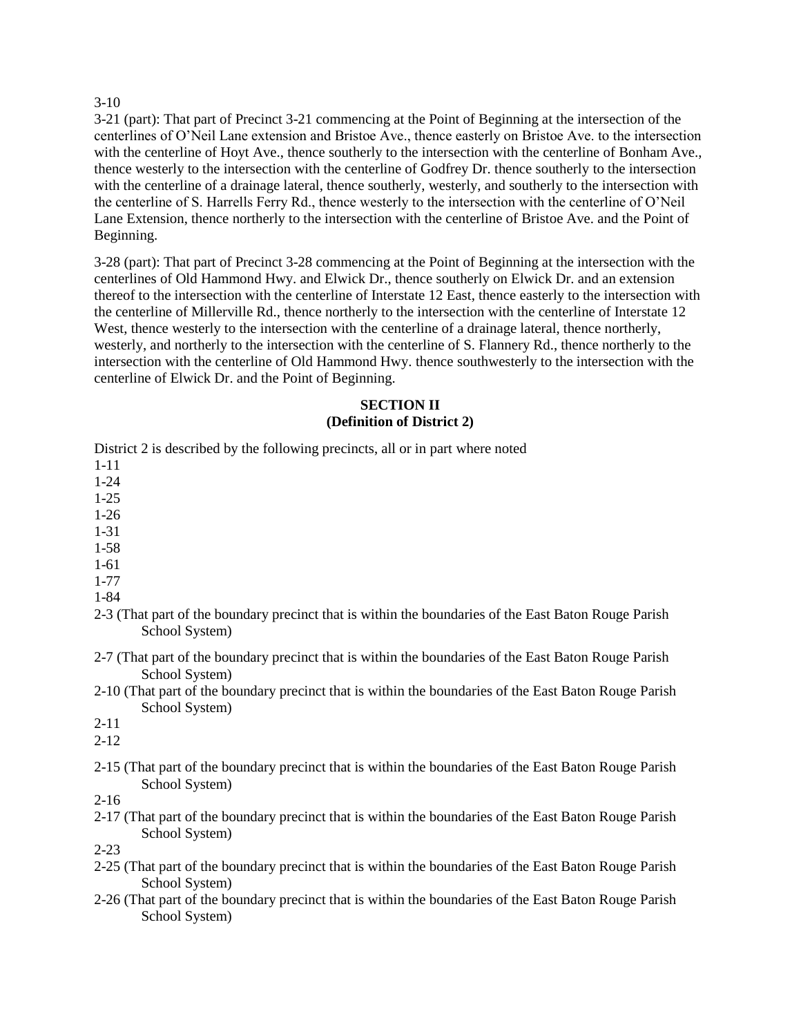3-10

3-21 (part): That part of Precinct 3-21 commencing at the Point of Beginning at the intersection of the centerlines of O'Neil Lane extension and Bristoe Ave., thence easterly on Bristoe Ave. to the intersection with the centerline of Hoyt Ave., thence southerly to the intersection with the centerline of Bonham Ave., thence westerly to the intersection with the centerline of Godfrey Dr. thence southerly to the intersection with the centerline of a drainage lateral, thence southerly, westerly, and southerly to the intersection with the centerline of S. Harrells Ferry Rd., thence westerly to the intersection with the centerline of O'Neil Lane Extension, thence northerly to the intersection with the centerline of Bristoe Ave. and the Point of Beginning.

3-28 (part): That part of Precinct 3-28 commencing at the Point of Beginning at the intersection with the centerlines of Old Hammond Hwy. and Elwick Dr., thence southerly on Elwick Dr. and an extension thereof to the intersection with the centerline of Interstate 12 East, thence easterly to the intersection with the centerline of Millerville Rd., thence northerly to the intersection with the centerline of Interstate 12 West, thence westerly to the intersection with the centerline of a drainage lateral, thence northerly, westerly, and northerly to the intersection with the centerline of S. Flannery Rd., thence northerly to the intersection with the centerline of Old Hammond Hwy. thence southwesterly to the intersection with the centerline of Elwick Dr. and the Point of Beginning.

**SECTION II**
**(Definition of District 2)**

District 2 is described by the following precincts, all or in part where noted

1-11
1-24
1-25
1-26
1-31
1-58
1-61
1-77
1-84
2-3 (That part of the boundary precinct that is within the boundaries of the East Baton Rouge Parish School System)
2-7 (That part of the boundary precinct that is within the boundaries of the East Baton Rouge Parish School System)
2-10 (That part of the boundary precinct that is within the boundaries of the East Baton Rouge Parish School System)
2-11
2-12
2-15 (That part of the boundary precinct that is within the boundaries of the East Baton Rouge Parish School System)
2-16
2-17 (That part of the boundary precinct that is within the boundaries of the East Baton Rouge Parish School System)
2-23
2-25 (That part of the boundary precinct that is within the boundaries of the East Baton Rouge Parish School System)
2-26 (That part of the boundary precinct that is within the boundaries of the East Baton Rouge Parish School System)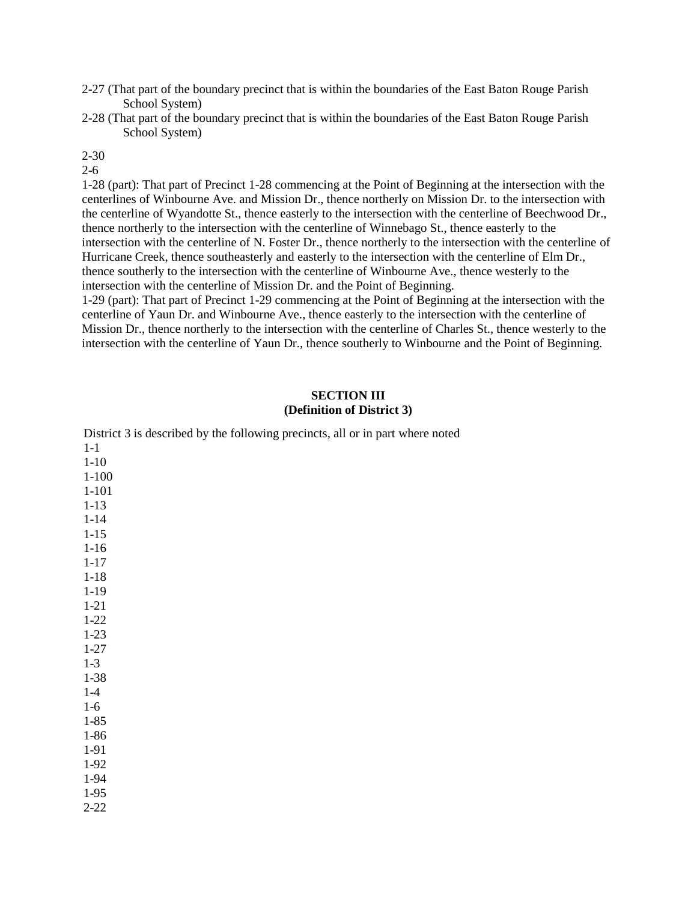2-27 (That part of the boundary precinct that is within the boundaries of the East Baton Rouge Parish School System)
2-28 (That part of the boundary precinct that is within the boundaries of the East Baton Rouge Parish School System)

2-30
2-6
1-28 (part): That part of Precinct 1-28 commencing at the Point of Beginning at the intersection with the centerlines of Winbourne Ave. and Mission Dr., thence northerly on Mission Dr. to the intersection with the centerline of Wyandotte St., thence easterly to the intersection with the centerline of Beechwood Dr., thence northerly to the intersection with the centerline of Winnebago St., thence easterly to the intersection with the centerline of N. Foster Dr., thence northerly to the intersection with the centerline of Hurricane Creek, thence southeasterly and easterly to the intersection with the centerline of Elm Dr., thence southerly to the intersection with the centerline of Winbourne Ave., thence westerly to the intersection with the centerline of Mission Dr. and the Point of Beginning.
1-29 (part): That part of Precinct 1-29 commencing at the Point of Beginning at the intersection with the centerline of Yaun Dr. and Winbourne Ave., thence easterly to the intersection with the centerline of Mission Dr., thence northerly to the intersection with the centerline of Charles St., thence westerly to the intersection with the centerline of Yaun Dr., thence southerly to Winbourne and the Point of Beginning.

**SECTION III**
**(Definition of District 3)**

District 3 is described by the following precincts, all or in part where noted
1-1
1-10
1-100
1-101
1-13
1-14
1-15
1-16
1-17
1-18
1-19
1-21
1-22
1-23
1-27
1-3
1-38
1-4
1-6
1-85
1-86
1-91
1-92
1-94
1-95
2-22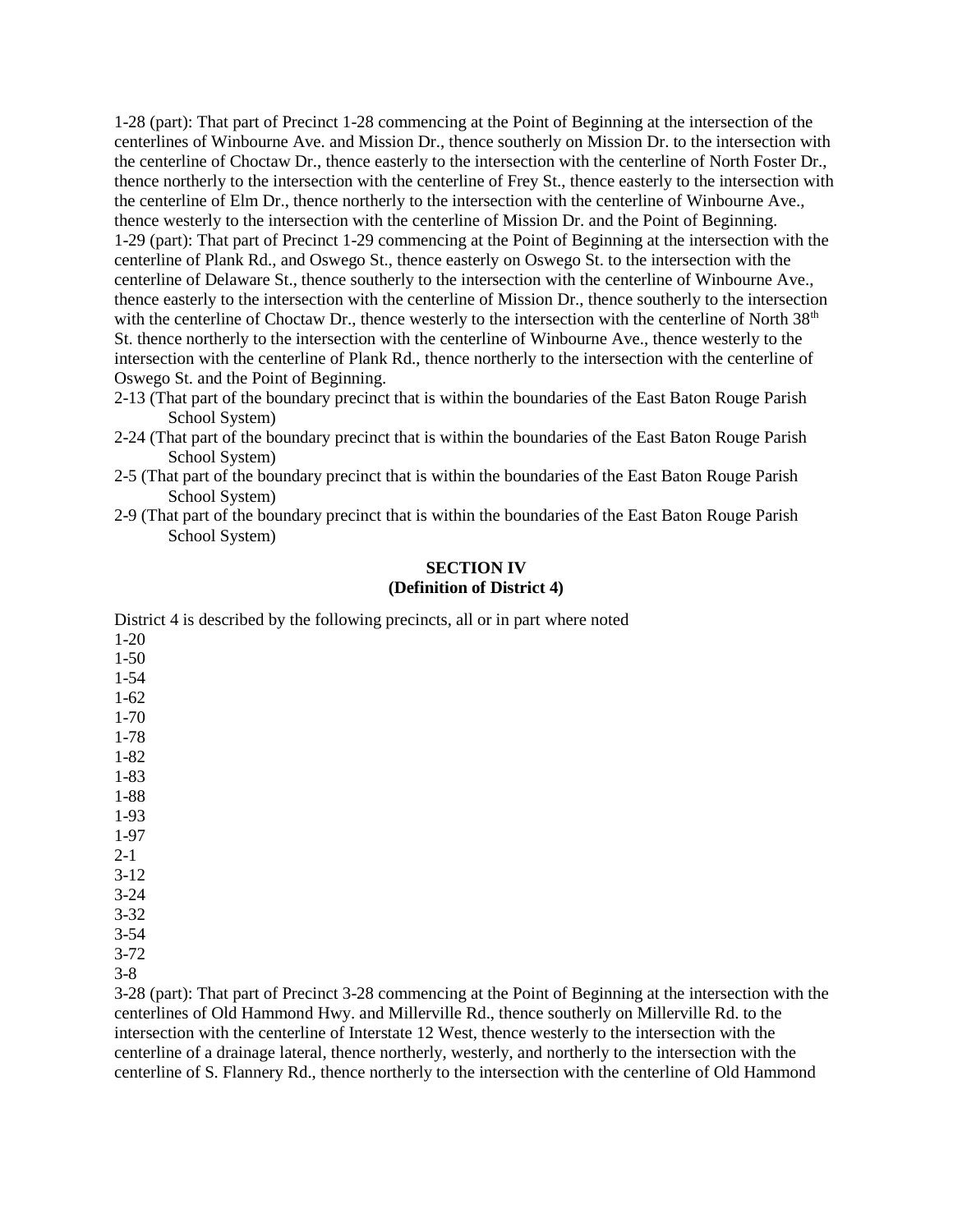1-28 (part): That part of Precinct 1-28 commencing at the Point of Beginning at the intersection of the centerlines of Winbourne Ave. and Mission Dr., thence southerly on Mission Dr. to the intersection with the centerline of Choctaw Dr., thence easterly to the intersection with the centerline of North Foster Dr., thence northerly to the intersection with the centerline of Frey St., thence easterly to the intersection with the centerline of Elm Dr., thence northerly to the intersection with the centerline of Winbourne Ave., thence westerly to the intersection with the centerline of Mission Dr. and the Point of Beginning.

1-29 (part): That part of Precinct 1-29 commencing at the Point of Beginning at the intersection with the centerline of Plank Rd., and Oswego St., thence easterly on Oswego St. to the intersection with the centerline of Delaware St., thence southerly to the intersection with the centerline of Winbourne Ave., thence easterly to the intersection with the centerline of Mission Dr., thence southerly to the intersection with the centerline of Choctaw Dr., thence westerly to the intersection with the centerline of North 38th St. thence northerly to the intersection with the centerline of Winbourne Ave., thence westerly to the intersection with the centerline of Plank Rd., thence northerly to the intersection with the centerline of Oswego St. and the Point of Beginning.

2-13 (That part of the boundary precinct that is within the boundaries of the East Baton Rouge Parish School System)

2-24 (That part of the boundary precinct that is within the boundaries of the East Baton Rouge Parish School System)

2-5 (That part of the boundary precinct that is within the boundaries of the East Baton Rouge Parish School System)

2-9 (That part of the boundary precinct that is within the boundaries of the East Baton Rouge Parish School System)

**SECTION IV**
**(Definition of District 4)**

District 4 is described by the following precincts, all or in part where noted

1-20
1-50
1-54
1-62
1-70
1-78
1-82
1-83
1-88
1-93
1-97
2-1
3-12
3-24
3-32
3-54
3-72
3-8

3-28 (part): That part of Precinct 3-28 commencing at the Point of Beginning at the intersection with the centerlines of Old Hammond Hwy. and Millerville Rd., thence southerly on Millerville Rd. to the intersection with the centerline of Interstate 12 West, thence westerly to the intersection with the centerline of a drainage lateral, thence northerly, westerly, and northerly to the intersection with the centerline of S. Flannery Rd., thence northerly to the intersection with the centerline of Old Hammond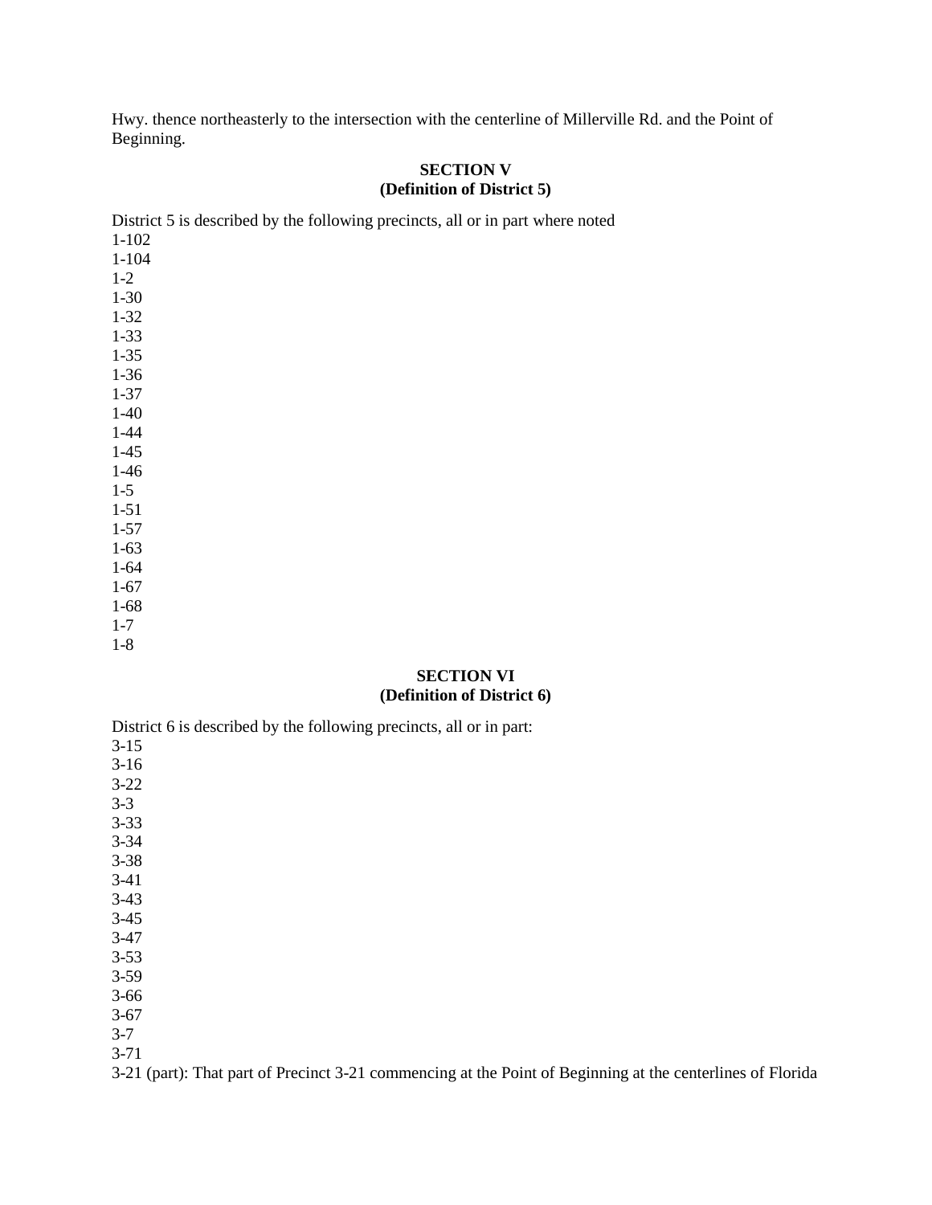Hwy. thence northeasterly to the intersection with the centerline of Millerville Rd. and the Point of Beginning.

**SECTION V**
**(Definition of District 5)**

District 5 is described by the following precincts, all or in part where noted
1-102
1-104
1-2
1-30
1-32
1-33
1-35
1-36
1-37
1-40
1-44
1-45
1-46
1-5
1-51
1-57
1-63
1-64
1-67
1-68
1-7
1-8

**SECTION VI**
**(Definition of District 6)**

District 6 is described by the following precincts, all or in part:
3-15
3-16
3-22
3-3
3-33
3-34
3-38
3-41
3-43
3-45
3-47
3-53
3-59
3-66
3-67
3-7
3-71
3-21 (part): That part of Precinct 3-21 commencing at the Point of Beginning at the centerlines of Florida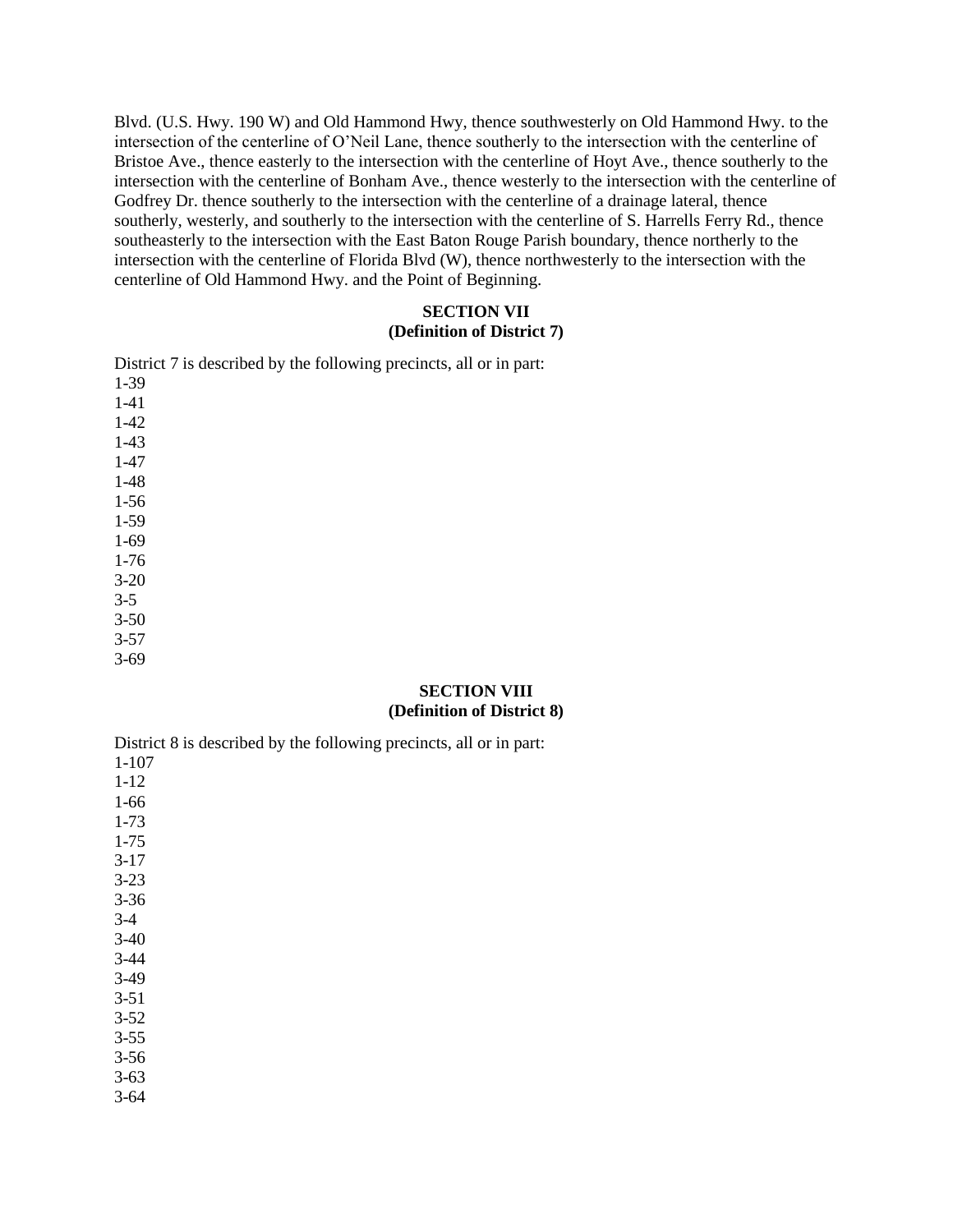Blvd. (U.S. Hwy. 190 W) and Old Hammond Hwy, thence southwesterly on Old Hammond Hwy. to the intersection of the centerline of O'Neil Lane, thence southerly to the intersection with the centerline of Bristoe Ave., thence easterly to the intersection with the centerline of Hoyt Ave., thence southerly to the intersection with the centerline of Bonham Ave., thence westerly to the intersection with the centerline of Godfrey Dr. thence southerly to the intersection with the centerline of a drainage lateral, thence southerly, westerly, and southerly to the intersection with the centerline of S. Harrells Ferry Rd., thence southeasterly to the intersection with the East Baton Rouge Parish boundary, thence northerly to the intersection with the centerline of Florida Blvd (W), thence northwesterly to the intersection with the centerline of Old Hammond Hwy. and the Point of Beginning.

**SECTION VII**
**(Definition of District 7)**

District 7 is described by the following precincts, all or in part:

1-39
1-41
1-42
1-43
1-47
1-48
1-56
1-59
1-69
1-76
3-20
3-5
3-50
3-57
3-69

**SECTION VIII**
**(Definition of District 8)**

District 8 is described by the following precincts, all or in part:

1-107
1-12
1-66
1-73
1-75
3-17
3-23
3-36
3-4
3-40
3-44
3-49
3-51
3-52
3-55
3-56
3-63
3-64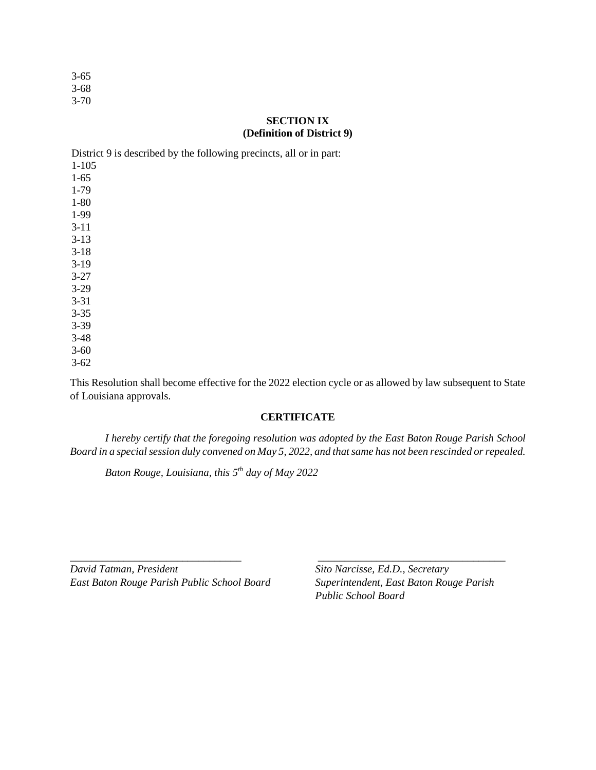3-65
3-68
3-70

**SECTION IX**
**(Definition of District 9)**

District 9 is described by the following precincts, all or in part:
1-105
1-65
1-79
1-80
1-99
3-11
3-13
3-18
3-19
3-27
3-29
3-31
3-35
3-39
3-48
3-60
3-62

This Resolution shall become effective for the 2022 election cycle or as allowed by law subsequent to State of Louisiana approvals.

**CERTIFICATE**

*I hereby certify that the foregoing resolution was adopted by the East Baton Rouge Parish School Board in a special session duly convened on May 5, 2022, and that same has not been rescinded or repealed.*

*Baton Rouge, Louisiana, this 5th day of May 2022*

\_\_\_\_\_\_\_\_\_\_\_\_\_\_\_\_\_\_\_\_\_\_\_\_\_\_\_\_\_\_\_\_
*David Tatman, President*
*East Baton Rouge Parish Public School Board*

\_\_\_\_\_\_\_\_\_\_\_\_\_\_\_\_\_\_\_\_\_\_\_\_\_\_\_\_\_\_\_\_\_\_\_\_
*Sito Narcisse, Ed.D., Secretary*
*Superintendent, East Baton Rouge Parish Public School Board*